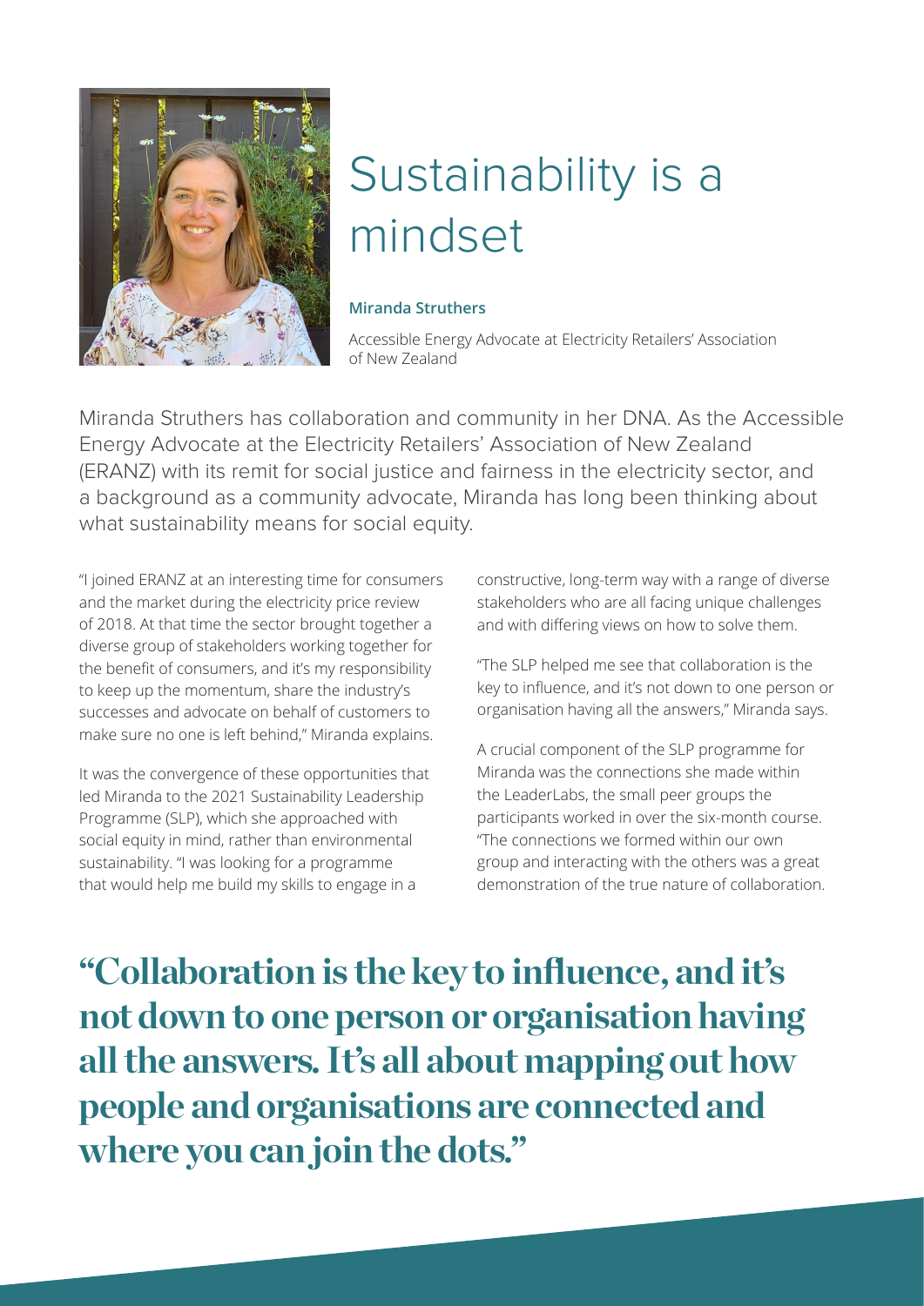# Sustainability is a mindset

**Miranda Struthers**

Accessible Energy Advocate at Electricity Retailers' Association of New Zealand

Miranda Struthers has collaboration and community in her DNA. As the Accessible Energy Advocate at the Electricity Retailers' Association of New Zealand (ERANZ) with its remit for social justice and fairness in the electricity sector, and a background as a community advocate, Miranda has long been thinking about what sustainability means for social equity.

"I joined ERANZ at an interesting time for consumers and the market during the electricity price review of 2018. At that time the sector brought together a diverse group of stakeholders working together for the benefit of consumers, and it's my responsibility to keep up the momentum, share the industry's successes and advocate on behalf of customers to make sure no one is left behind," Miranda explains.

It was the convergence of these opportunities that led Miranda to the 2021 Sustainability Leadership Programme (SLP), which she approached with social equity in mind, rather than environmental sustainability. "I was looking for a programme that would help me build my skills to engage in a constructive, long-term way with a range of diverse stakeholders who are all facing unique challenges and with differing views on how to solve them.

"The SLP helped me see that collaboration is the key to influence, and it's not down to one person or organisation having all the answers," Miranda says.

A crucial component of the SLP programme for Miranda was the connections she made within the LeaderLabs, the small peer groups the participants worked in over the six-month course. "The connections we formed within our own group and interacting with the others was a great demonstration of the true nature of collaboration.

**"Collaboration is the key to influence, and it's not down to one person or organisation having all the answers. It's all about mapping out how people and organisations are connected and where you can join the dots."**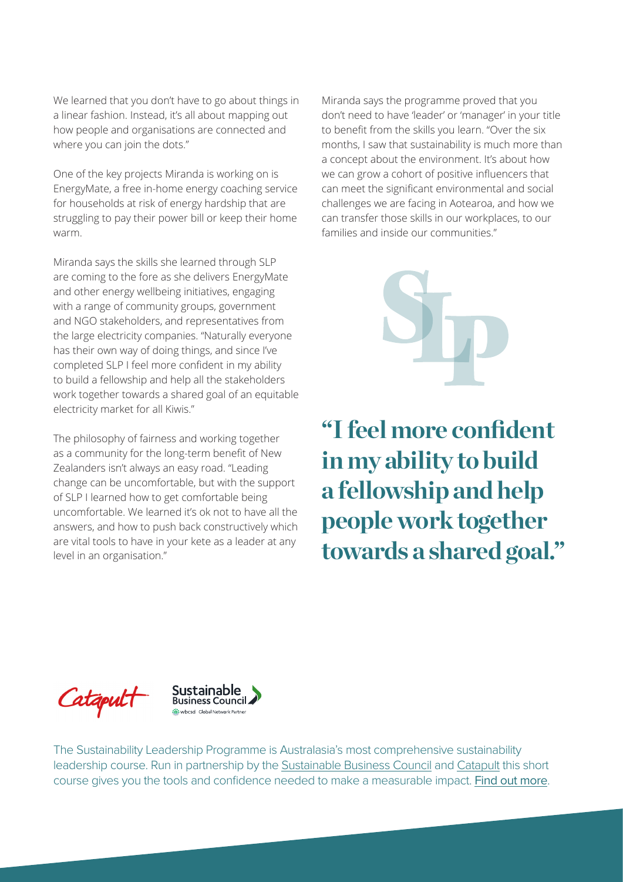We learned that you don't have to go about things in a linear fashion. Instead, it's all about mapping out how people and organisations are connected and where you can join the dots."

One of the key projects Miranda is working on is EnergyMate, a free in-home energy coaching service for households at risk of energy hardship that are struggling to pay their power bill or keep their home warm.

Miranda says the skills she learned through SLP are coming to the fore as she delivers EnergyMate and other energy wellbeing initiatives, engaging with a range of community groups, government and NGO stakeholders, and representatives from the large electricity companies. "Naturally everyone has their own way of doing things, and since I've completed SLP I feel more confident in my ability to build a fellowship and help all the stakeholders work together towards a shared goal of an equitable electricity market for all Kiwis."

The philosophy of fairness and working together as a community for the long-term benefit of New Zealanders isn't always an easy road. "Leading change can be uncomfortable, but with the support of SLP I learned how to get comfortable being uncomfortable. We learned it's ok not to have all the answers, and how to push back constructively which are vital tools to have in your kete as a leader at any level in an organisation."

Miranda says the programme proved that you don't need to have 'leader' or 'manager' in your title to benefit from the skills you learn. "Over the six months, I saw that sustainability is much more than a concept about the environment. It's about how we can grow a cohort of positive influencers that can meet the significant environmental and social challenges we are facing in Aotearoa, and how we can transfer those skills in our workplaces, to our families and inside our communities."

SLP

**"I feel more confident in my ability to build a fellowship and help people work together towards a shared goal."**

Catapult

Sustainable Business Council

wbcsd Global Network Partner

The Sustainability Leadership Programme is Australasia's most comprehensive sustainability leadership course. Run in partnership by the Sustainable Business Council and Catapult this short course gives you the tools and confidence needed to make a measurable impact. Find out more.